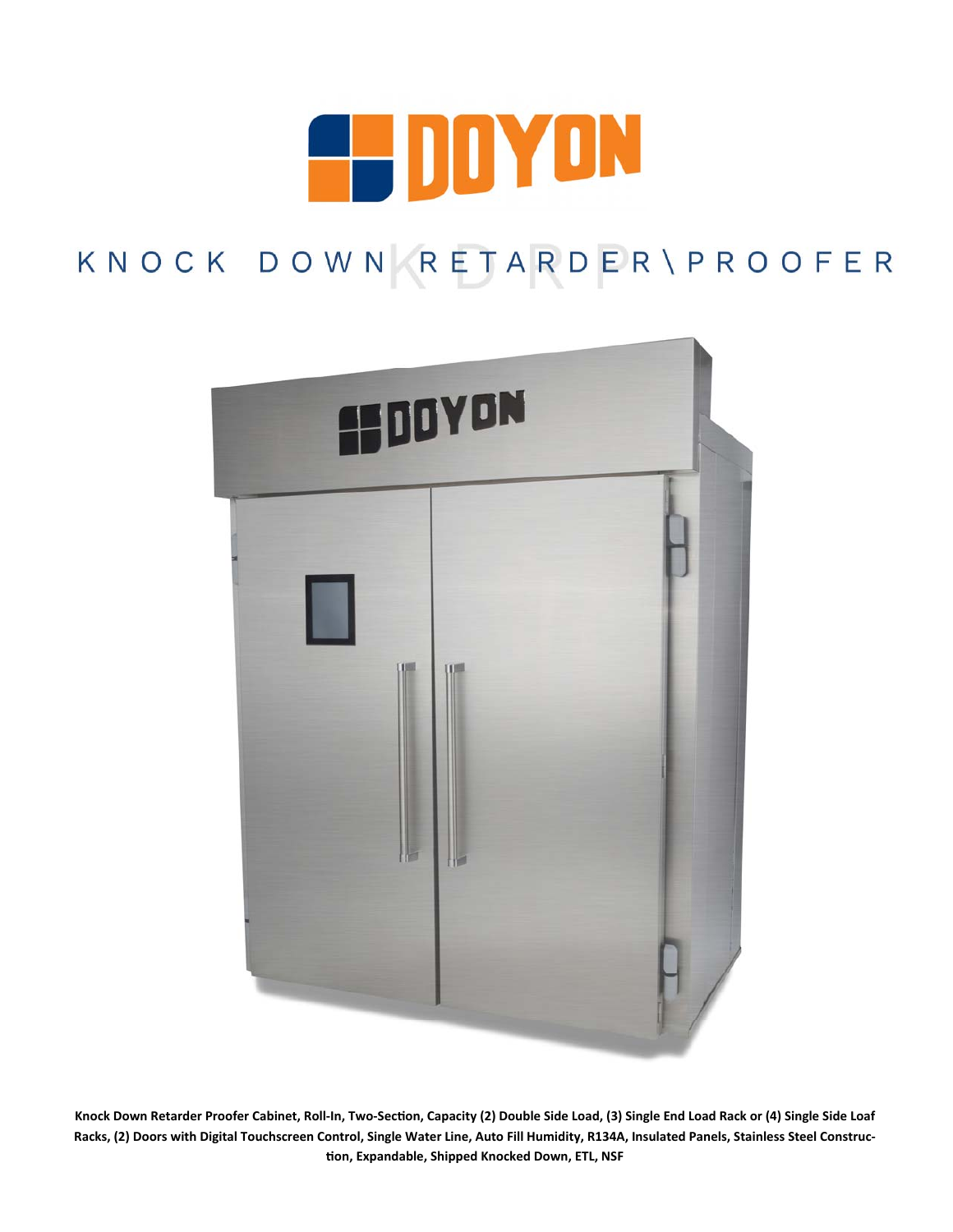# DOYON

## KNOCK DOWN RETARDER\PROOFER

**Knock Down Retarder Proofer Cabinet, Roll-In, Two-Section, Capacity (2) Double Side Load, (3) Single End Load Rack or (4) Single Side Loaf Racks, (2) Doors with Digital Touchscreen Control, Single Water Line, Auto Fill Humidity, R134A, Insulated Panels, Stainless Steel Construction, Expandable, Shipped Knocked Down, ETL, NSF**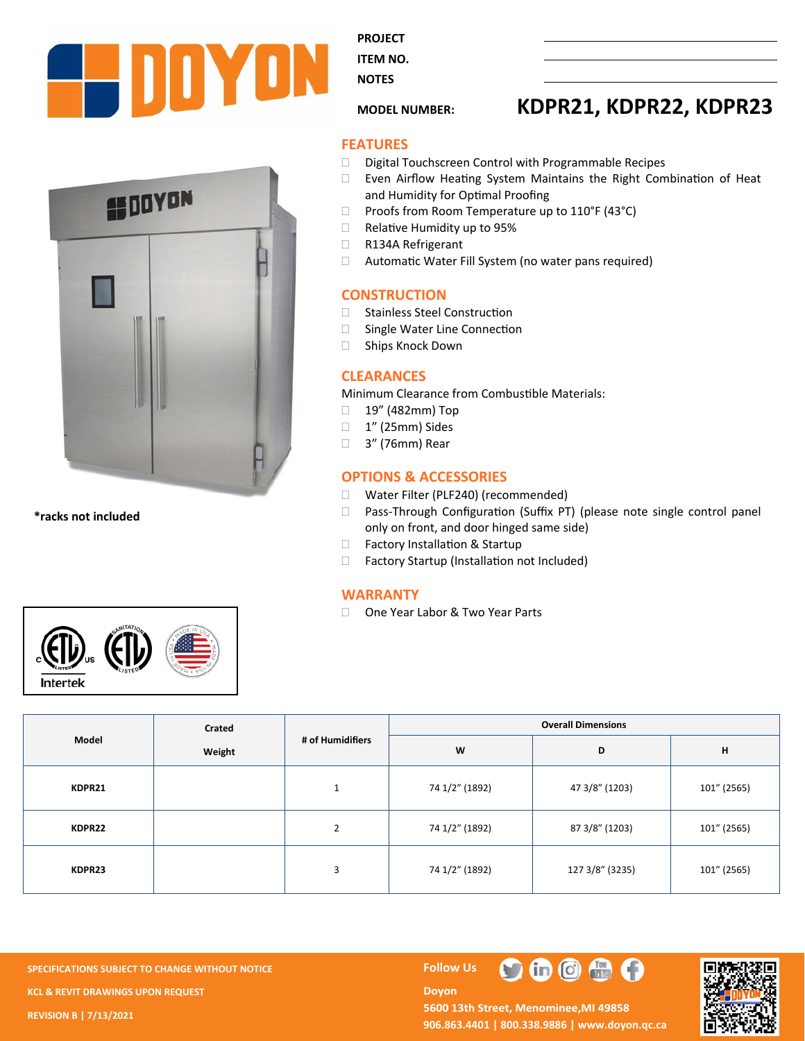PROJECT
ITEM NO.
NOTES

MODEL NUMBER: **KDPR21, KDPR22, KDPR23**

*racks not included

## FEATURES

- Digital Touchscreen Control with Programmable Recipes
- Even Airflow Heating System Maintains the Right Combination of Heat and Humidity for Optimal Proofing
- Proofs from Room Temperature up to 110°F (43°C)
- Relative Humidity up to 95%
- R134A Refrigerant
- Automatic Water Fill System (no water pans required)

## CONSTRUCTION

- Stainless Steel Construction
- Single Water Line Connection
- Ships Knock Down

## CLEARANCES

Minimum Clearance from Combustible Materials:

- 19" (482mm) Top
- 1" (25mm) Sides
- 3" (76mm) Rear

## OPTIONS & ACCESSORIES

- Water Filter (PLF240) (recommended)
- Pass-Through Configuration (Suffix PT) (please note single control panel only on front, and door hinged same side)
- Factory Installation & Startup
- Factory Startup (Installation not Included)

## WARRANTY

- One Year Labor & Two Year Parts

| Model | Crated Weight | # of Humidifiers | Overall Dimensions | | |
|---|---|---|---|---|---|
| | | | W | D | H |
| KDPR21 | | 1 | 74 1/2" (1892) | 47 3/8" (1203) | 101" (2565) |
| KDPR22 | | 2 | 74 1/2" (1892) | 87 3/8" (1203) | 101" (2565) |
| KDPR23 | | 3 | 74 1/2" (1892) | 127 3/8" (3235) | 101" (2565) |

SPECIFICATIONS SUBJECT TO CHANGE WITHOUT NOTICE
KCL & REVIT DRAWINGS UPON REQUEST
REVISION B | 7/13/2021

Follow Us

Doyon
5600 13th Street, Menominee,MI 49858
906.863.4401 | 800.338.9886 | www.doyon.qc.ca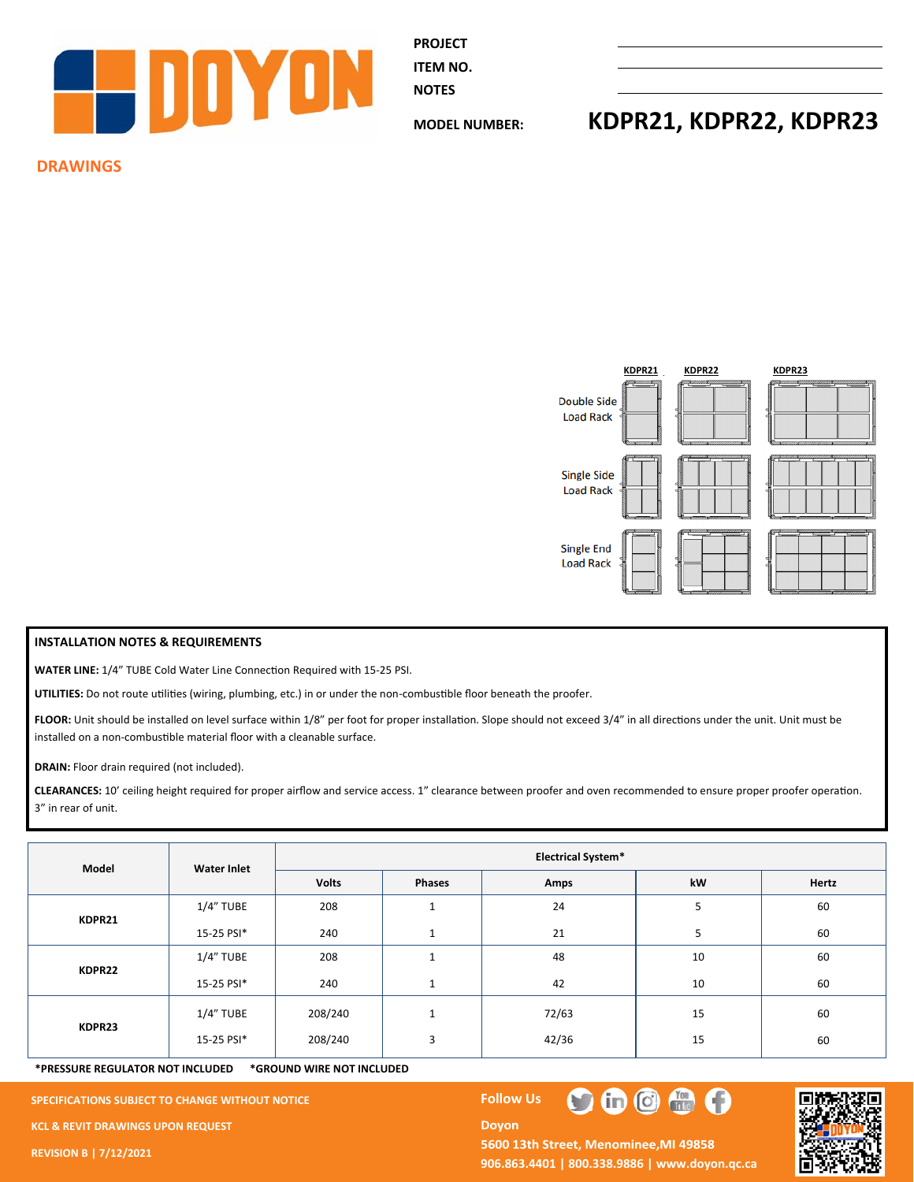**PROJECT**

**ITEM NO.**

**NOTES**

**MODEL NUMBER:** **KDPR21, KDPR22, KDPR23**

## DRAWINGS

KDPR21 KDPR22 KDPR23

Double Side Load Rack

Single Side Load Rack

Single End Load Rack

### INSTALLATION NOTES & REQUIREMENTS

**WATER LINE:** 1/4" TUBE Cold Water Line Connection Required with 15-25 PSI.

**UTILITIES:** Do not route utilities (wiring, plumbing, etc.) in or under the non-combustible floor beneath the proofer.

**FLOOR:** Unit should be installed on level surface within 1/8" per foot for proper installation. Slope should not exceed 3/4" in all directions under the unit. Unit must be installed on a non-combustible material floor with a cleanable surface.

**DRAIN:** Floor drain required (not included).

**CLEARANCES:** 10' ceiling height required for proper airflow and service access. 1" clearance between proofer and oven recommended to ensure proper proofer operation. 3" in rear of unit.

| Model | Water Inlet | Electrical System* | | | | |
|---|---|---|---|---|---|---|
| | | Volts | Phases | Amps | kW | Hertz |
| KDPR21 | 1/4" TUBE | 208 | 1 | 24 | 5 | 60 |
| | 15-25 PSI* | 240 | 1 | 21 | 5 | 60 |
| KDPR22 | 1/4" TUBE | 208 | 1 | 48 | 10 | 60 |
| | 15-25 PSI* | 240 | 1 | 42 | 10 | 60 |
| KDPR23 | 1/4" TUBE | 208/240 | 1 | 72/63 | 15 | 60 |
| | 15-25 PSI* | 208/240 | 3 | 42/36 | 15 | 60 |

**\*PRESSURE REGULATOR NOT INCLUDED** **\*GROUND WIRE NOT INCLUDED**

SPECIFICATIONS SUBJECT TO CHANGE WITHOUT NOTICE

KCL & REVIT DRAWINGS UPON REQUEST

REVISION B | 7/12/2021

Follow Us

Doyon

5600 13th Street, Menominee,MI 49858

906.863.4401 | 800.338.9886 | www.doyon.qc.ca